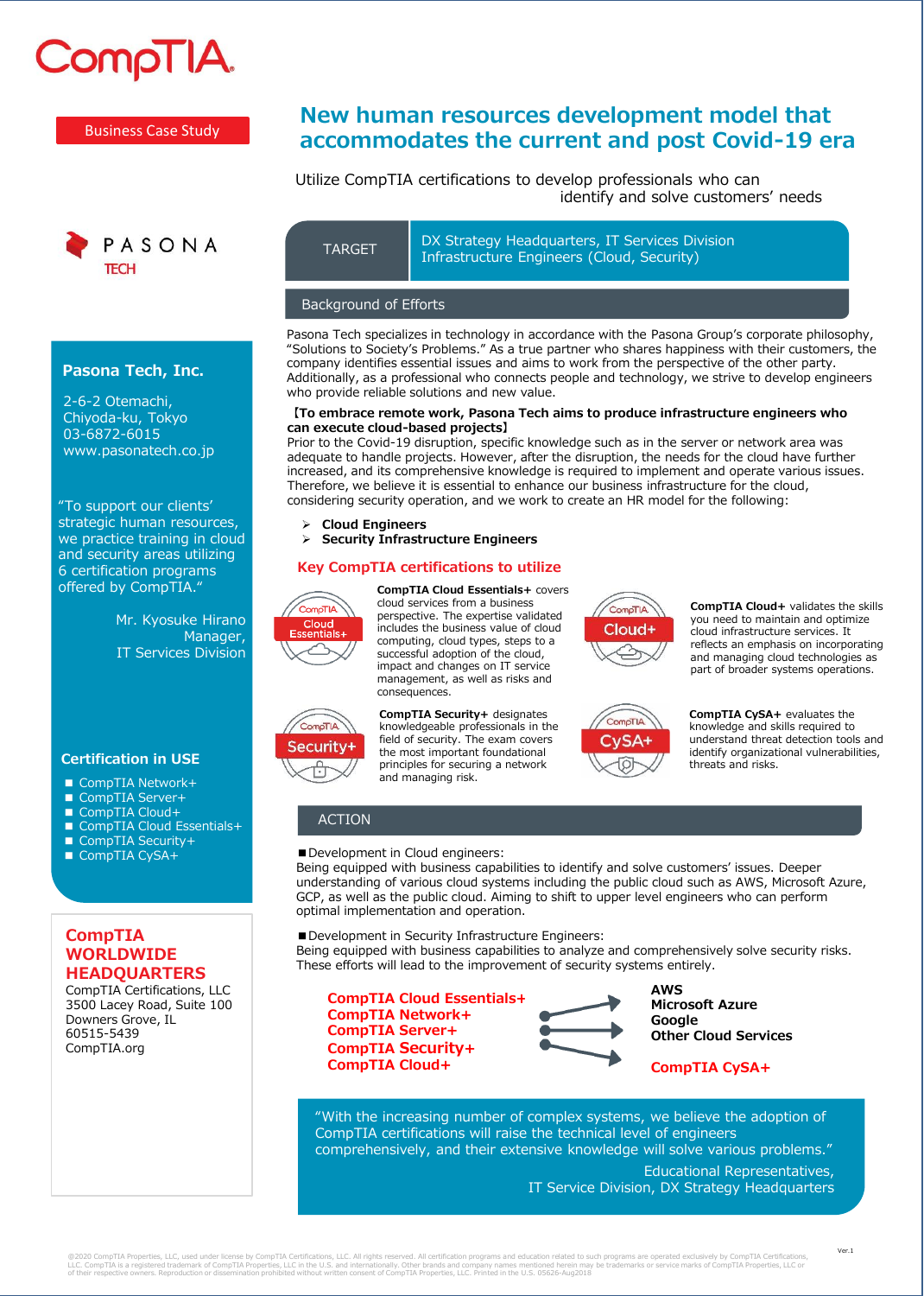CompTIA

Business Case Study

# New human resources development model that accommodates the current and post Covid-19 era

Utilize CompTIA certifications to develop professionals who can identify and solve customers' needs

PASONA TECH

| TARGET | DX Strategy Headquarters, IT Services Division<br>Infrastructure Engineers (Cloud, Security) |
|---|---|

## Pasona Tech, Inc.

2-6-2 Otemachi,
Chiyoda-ku, Tokyo
03-6872-6015
www.pasonatech.co.jp

"To support our clients' strategic human resources, we practice training in cloud and security areas utilizing 6 certification programs offered by CompTIA."

Mr. Kyosuke Hirano
Manager,
IT Services Division

### Certification in USE

- CompTIA Network+
- CompTIA Server+
- CompTIA Cloud+
- CompTIA Cloud Essentials+
- CompTIA Security+
- CompTIA CySA+

**CompTIA WORLDWIDE HEADQUARTERS**
CompTIA Certifications, LLC
3500 Lacey Road, Suite 100
Downers Grove, IL
60515-5439
CompTIA.org

## Background of Efforts

Pasona Tech specializes in technology in accordance with the Pasona Group's corporate philosophy, "Solutions to Society's Problems." As a true partner who shares happiness with their customers, the company identifies essential issues and aims to work from the perspective of the other party. Additionally, as a professional who connects people and technology, we strive to develop engineers who provide reliable solutions and new value.

**【To embrace remote work, Pasona Tech aims to produce infrastructure engineers who can execute cloud-based projects】**
Prior to the Covid-19 disruption, specific knowledge such as in the server or network area was adequate to handle projects. However, after the disruption, the needs for the cloud have further increased, and its comprehensive knowledge is required to implement and operate various issues. Therefore, we believe it is essential to enhance our business infrastructure for the cloud, considering security operation, and we work to create an HR model for the following:

- **Cloud Engineers**
- **Security Infrastructure Engineers**

### Key CompTIA certifications to utilize

**CompTIA Cloud Essentials+** covers cloud services from a business perspective. The expertise validated includes the business value of cloud computing, cloud types, steps to a successful adoption of the cloud, impact and changes on IT service management, as well as risks and consequences.

**CompTIA Cloud+** validates the skills you need to maintain and optimize cloud infrastructure services. It reflects an emphasis on incorporating and managing cloud technologies as part of broader systems operations.

**CompTIA Security+** designates knowledgeable professionals in the field of security. The exam covers the most important foundational principles for securing a network and managing risk.

**CompTIA CySA+** evaluates the knowledge and skills required to understand threat detection tools and identify organizational vulnerabilities, threats and risks.

## ACTION

■Development in Cloud engineers:
Being equipped with business capabilities to identify and solve customers' issues. Deeper understanding of various cloud systems including the public cloud such as AWS, Microsoft Azure, GCP, as well as the public cloud. Aiming to shift to upper level engineers who can perform optimal implementation and operation.

■Development in Security Infrastructure Engineers:
Being equipped with business capabilities to analyze and comprehensively solve security risks. These efforts will lead to the improvement of security systems entirely.

**CompTIA Cloud Essentials+**
**CompTIA Network+**
**CompTIA Server+**
**CompTIA Security+**
**CompTIA Cloud+**

→

**AWS**
**Microsoft Azure**
**Google**
**Other Cloud Services**

**CompTIA CySA+**

"With the increasing number of complex systems, we believe the adoption of CompTIA certifications will raise the technical level of engineers comprehensively, and their extensive knowledge will solve various problems."

Educational Representatives,
IT Service Division, DX Strategy Headquarters

Ver.1

©2020 CompTIA Properties, LLC, used under license by CompTIA Certifications, LLC. All rights reserved. All certification programs and education related to such programs are operated exclusively by CompTIA Certifications, LLC. CompTIA is a registered trademark of CompTIA Properties, LLC in the U.S. and internationally. Other brands and company names mentioned herein may be trademarks or service marks of CompTIA Properties, LLC or of their respective owners. Reproduction or dissemination prohibited without written consent of CompTIA Properties, LLC. Printed in the U.S. 05626-Aug2018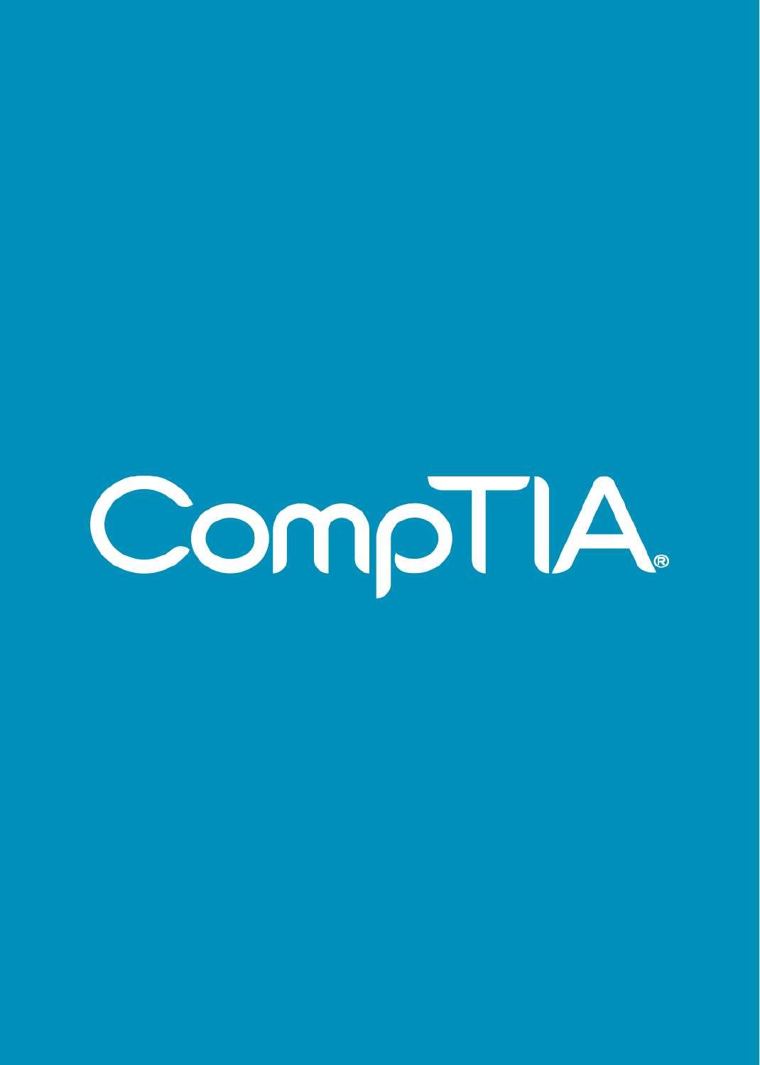CompTIA®